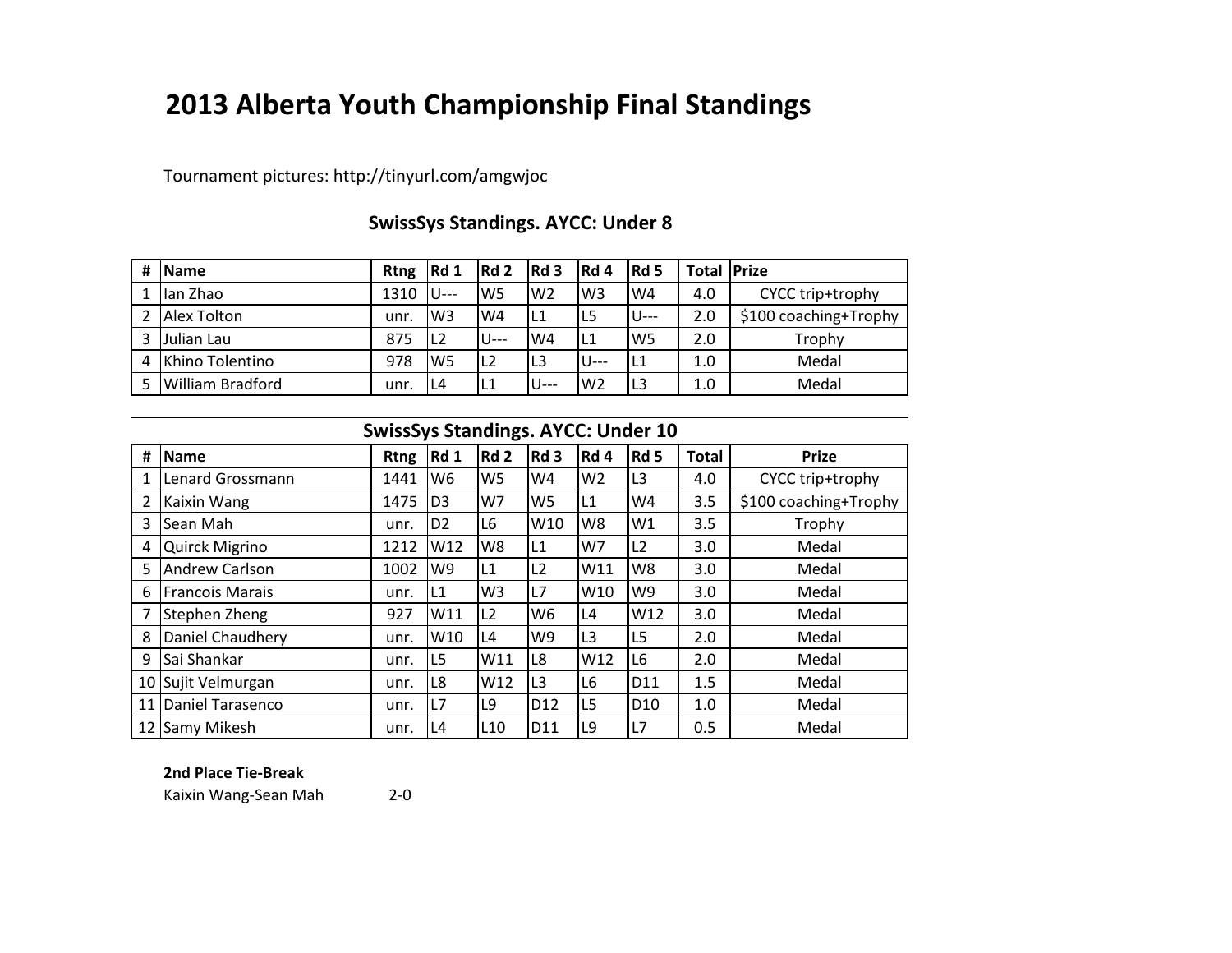# 2013 Alberta Youth Championship Final Standings

Tournament pictures: http://tinyurl.com/amgwjoc

### SwissSys Standings. AYCC: Under 8

| # | Name | Rtng | Rd 1 | Rd 2 | Rd 3 | Rd 4 | Rd 5 | Total | Prize |
|---|---|---|---|---|---|---|---|---|---|
| 1 | Ian Zhao | 1310 | U--- | W5 | W2 | W3 | W4 | 4.0 | CYCC trip+trophy |
| 2 | Alex Tolton | unr. | W3 | W4 | L1 | L5 | U--- | 2.0 | $100 coaching+Trophy |
| 3 | Julian Lau | 875 | L2 | U--- | W4 | L1 | W5 | 2.0 | Trophy |
| 4 | Khino Tolentino | 978 | W5 | L2 | L3 | U--- | L1 | 1.0 | Medal |
| 5 | William Bradford | unr. | L4 | L1 | U--- | W2 | L3 | 1.0 | Medal |

### SwissSys Standings. AYCC: Under 10

| # | Name | Rtng | Rd 1 | Rd 2 | Rd 3 | Rd 4 | Rd 5 | Total | Prize |
|---|---|---|---|---|---|---|---|---|---|
| 1 | Lenard Grossmann | 1441 | W6 | W5 | W4 | W2 | L3 | 4.0 | CYCC trip+trophy |
| 2 | Kaixin Wang | 1475 | D3 | W7 | W5 | L1 | W4 | 3.5 | $100 coaching+Trophy |
| 3 | Sean Mah | unr. | D2 | L6 | W10 | W8 | W1 | 3.5 | Trophy |
| 4 | Quirck Migrino | 1212 | W12 | W8 | L1 | W7 | L2 | 3.0 | Medal |
| 5 | Andrew Carlson | 1002 | W9 | L1 | L2 | W11 | W8 | 3.0 | Medal |
| 6 | Francois Marais | unr. | L1 | W3 | L7 | W10 | W9 | 3.0 | Medal |
| 7 | Stephen Zheng | 927 | W11 | L2 | W6 | L4 | W12 | 3.0 | Medal |
| 8 | Daniel Chaudhery | unr. | W10 | L4 | W9 | L3 | L5 | 2.0 | Medal |
| 9 | Sai Shankar | unr. | L5 | W11 | L8 | W12 | L6 | 2.0 | Medal |
| 10 | Sujit Velmurgan | unr. | L8 | W12 | L3 | L6 | D11 | 1.5 | Medal |
| 11 | Daniel Tarasenco | unr. | L7 | L9 | D12 | L5 | D10 | 1.0 | Medal |
| 12 | Samy Mikesh | unr. | L4 | L10 | D11 | L9 | L7 | 0.5 | Medal |

**2nd Place Tie-Break**

Kaixin Wang-Sean Mah 2-0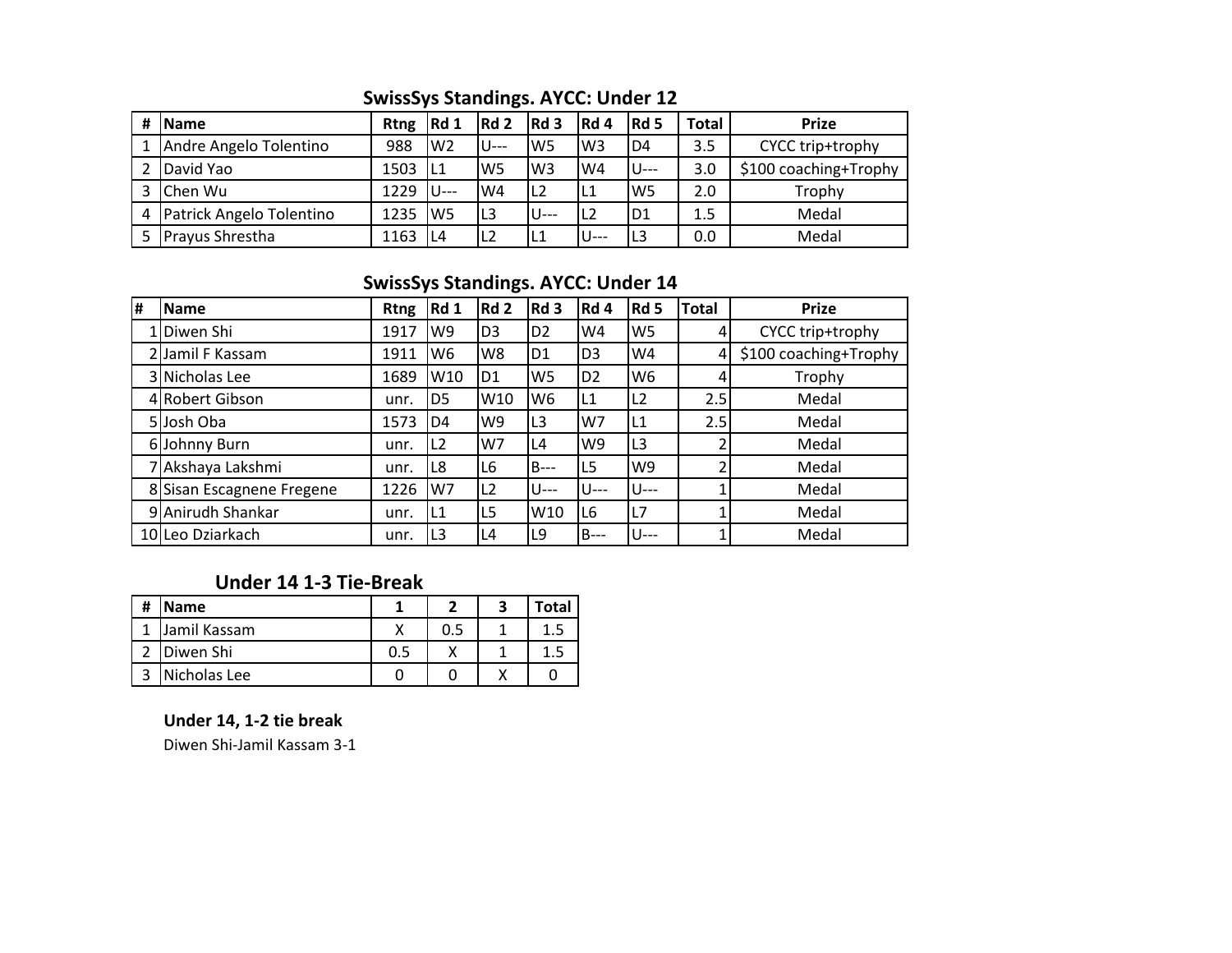## SwissSys Standings. AYCC: Under 12

| # | Name | Rtng | Rd 1 | Rd 2 | Rd 3 | Rd 4 | Rd 5 | Total | Prize |
|---|---|---|---|---|---|---|---|---|---|
| 1 | Andre Angelo Tolentino | 988 | W2 | U--- | W5 | W3 | D4 | 3.5 | CYCC trip+trophy |
| 2 | David Yao | 1503 | L1 | W5 | W3 | W4 | U--- | 3.0 | $100 coaching+Trophy |
| 3 | Chen Wu | 1229 | U--- | W4 | L2 | L1 | W5 | 2.0 | Trophy |
| 4 | Patrick Angelo Tolentino | 1235 | W5 | L3 | U--- | L2 | D1 | 1.5 | Medal |
| 5 | Prayus Shrestha | 1163 | L4 | L2 | L1 | U--- | L3 | 0.0 | Medal |

## SwissSys Standings. AYCC: Under 14

| # | Name | Rtng | Rd 1 | Rd 2 | Rd 3 | Rd 4 | Rd 5 | Total | Prize |
|---|---|---|---|---|---|---|---|---|---|
| 1 | Diwen Shi | 1917 | W9 | D3 | D2 | W4 | W5 | 4 | CYCC trip+trophy |
| 2 | Jamil F Kassam | 1911 | W6 | W8 | D1 | D3 | W4 | 4 | $100 coaching+Trophy |
| 3 | Nicholas Lee | 1689 | W10 | D1 | W5 | D2 | W6 | 4 | Trophy |
| 4 | Robert Gibson | unr. | D5 | W10 | W6 | L1 | L2 | 2.5 | Medal |
| 5 | Josh Oba | 1573 | D4 | W9 | L3 | W7 | L1 | 2.5 | Medal |
| 6 | Johnny Burn | unr. | L2 | W7 | L4 | W9 | L3 | 2 | Medal |
| 7 | Akshaya Lakshmi | unr. | L8 | L6 | B--- | L5 | W9 | 2 | Medal |
| 8 | Sisan Escagnene Fregene | 1226 | W7 | L2 | U--- | U--- | U--- | 1 | Medal |
| 9 | Anirudh Shankar | unr. | L1 | L5 | W10 | L6 | L7 | 1 | Medal |
| 10 | Leo Dziarkach | unr. | L3 | L4 | L9 | B--- | U--- | 1 | Medal |

## Under 14 1-3 Tie-Break

| # | Name | 1 | 2 | 3 | Total |
|---|---|---|---|---|---|
| 1 | Jamil Kassam | X | 0.5 | 1 | 1.5 |
| 2 | Diwen Shi | 0.5 | X | 1 | 1.5 |
| 3 | Nicholas Lee | 0 | 0 | X | 0 |

**Under 14, 1-2 tie break**

Diwen Shi-Jamil Kassam 3-1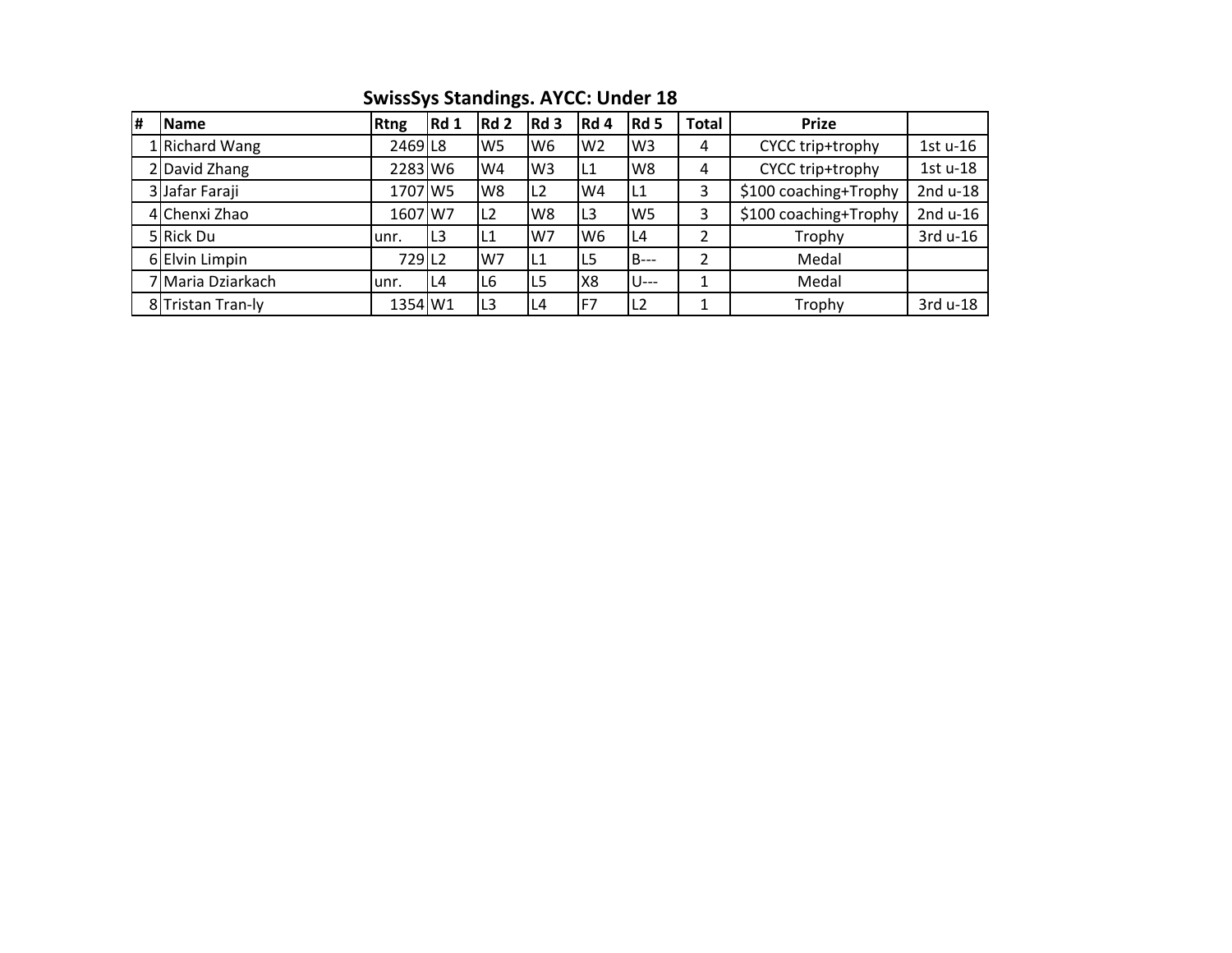## SwissSys Standings. AYCC: Under 18

| # | Name | Rtng | Rd 1 | Rd 2 | Rd 3 | Rd 4 | Rd 5 | Total | Prize | |
|---|---|---|---|---|---|---|---|---|---|---|
| 1 | Richard Wang | 2469 | L8 | W5 | W6 | W2 | W3 | 4 | CYCC trip+trophy | 1st u-16 |
| 2 | David Zhang | 2283 | W6 | W4 | W3 | L1 | W8 | 4 | CYCC trip+trophy | 1st u-18 |
| 3 | Jafar Faraji | 1707 | W5 | W8 | L2 | W4 | L1 | 3 | $100 coaching+Trophy | 2nd u-18 |
| 4 | Chenxi Zhao | 1607 | W7 | L2 | W8 | L3 | W5 | 3 | $100 coaching+Trophy | 2nd u-16 |
| 5 | Rick Du | unr. | L3 | L1 | W7 | W6 | L4 | 2 | Trophy | 3rd u-16 |
| 6 | Elvin Limpin | 729 | L2 | W7 | L1 | L5 | B--- | 2 | Medal | |
| 7 | Maria Dziarkach | unr. | L4 | L6 | L5 | X8 | U--- | 1 | Medal | |
| 8 | Tristan Tran-ly | 1354 | W1 | L3 | L4 | F7 | L2 | 1 | Trophy | 3rd u-18 |